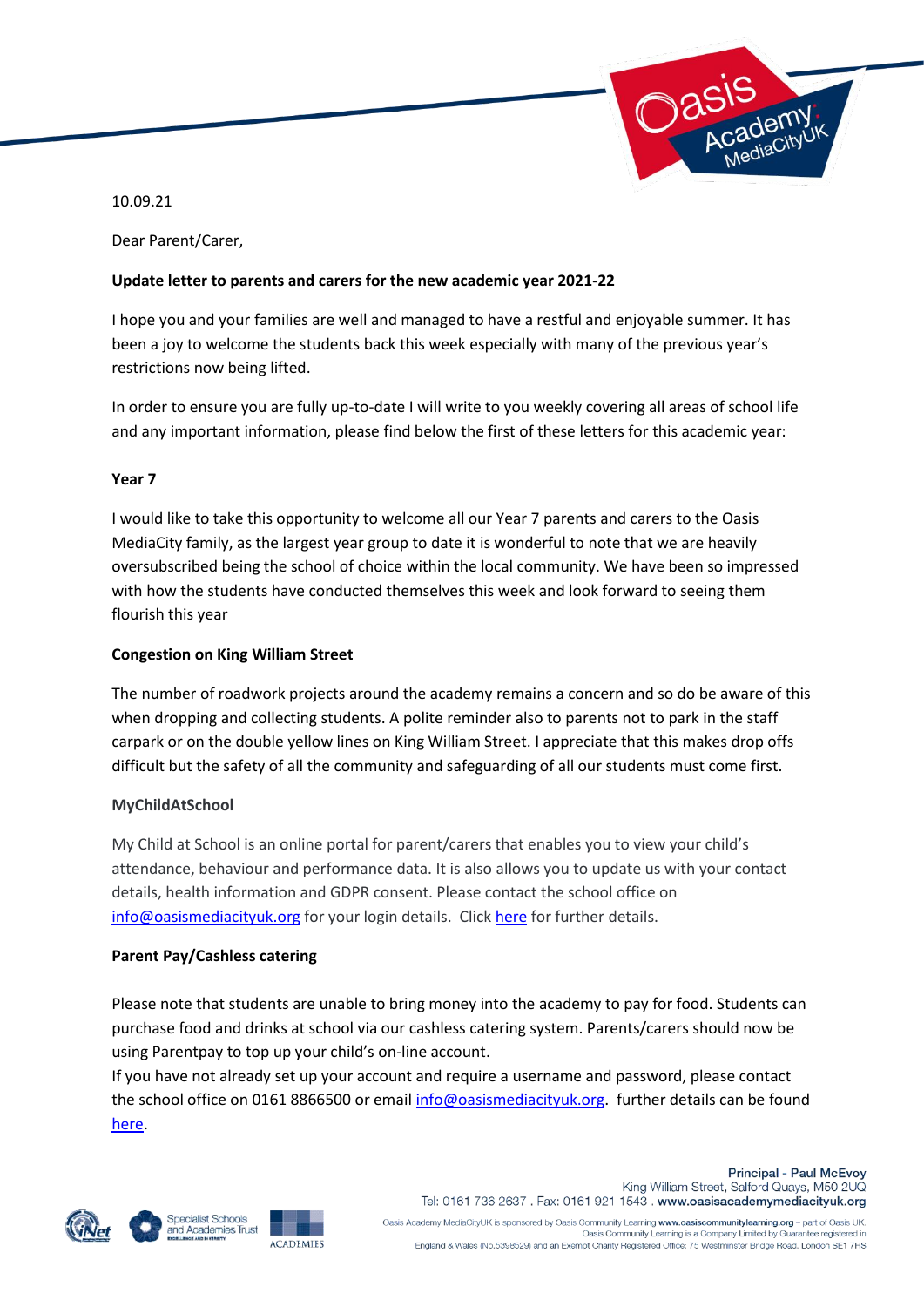10.09.21

Dear Parent/Carer,

**Update letter to parents and carers for the new academic year 2021-22**

I hope you and your families are well and managed to have a restful and enjoyable summer. It has been a joy to welcome the students back this week especially with many of the previous year's restrictions now being lifted.

In order to ensure you are fully up-to-date I will write to you weekly covering all areas of school life and any important information, please find below the first of these letters for this academic year:

**Year 7**

I would like to take this opportunity to welcome all our Year 7 parents and carers to the Oasis MediaCity family, as the largest year group to date it is wonderful to note that we are heavily oversubscribed being the school of choice within the local community. We have been so impressed with how the students have conducted themselves this week and look forward to seeing them flourish this year

**Congestion on King William Street**

The number of roadwork projects around the academy remains a concern and so do be aware of this when dropping and collecting students. A polite reminder also to parents not to park in the staff carpark or on the double yellow lines on King William Street. I appreciate that this makes drop offs difficult but the safety of all the community and safeguarding of all our students must come first.

**MyChildAtSchool**

My Child at School is an online portal for parent/carers that enables you to view your child's attendance, behaviour and performance data. It is also allows you to update us with your contact details, health information and GDPR consent. Please contact the school office on info@oasismediacityuk.org for your login details. Click here for further details.

**Parent Pay/Cashless catering**

Please note that students are unable to bring money into the academy to pay for food. Students can purchase food and drinks at school via our cashless catering system. Parents/carers should now be using Parentpay to top up your child's on-line account.
If you have not already set up your account and require a username and password, please contact the school office on 0161 8866500 or email info@oasismediacityuk.org. further details can be found here.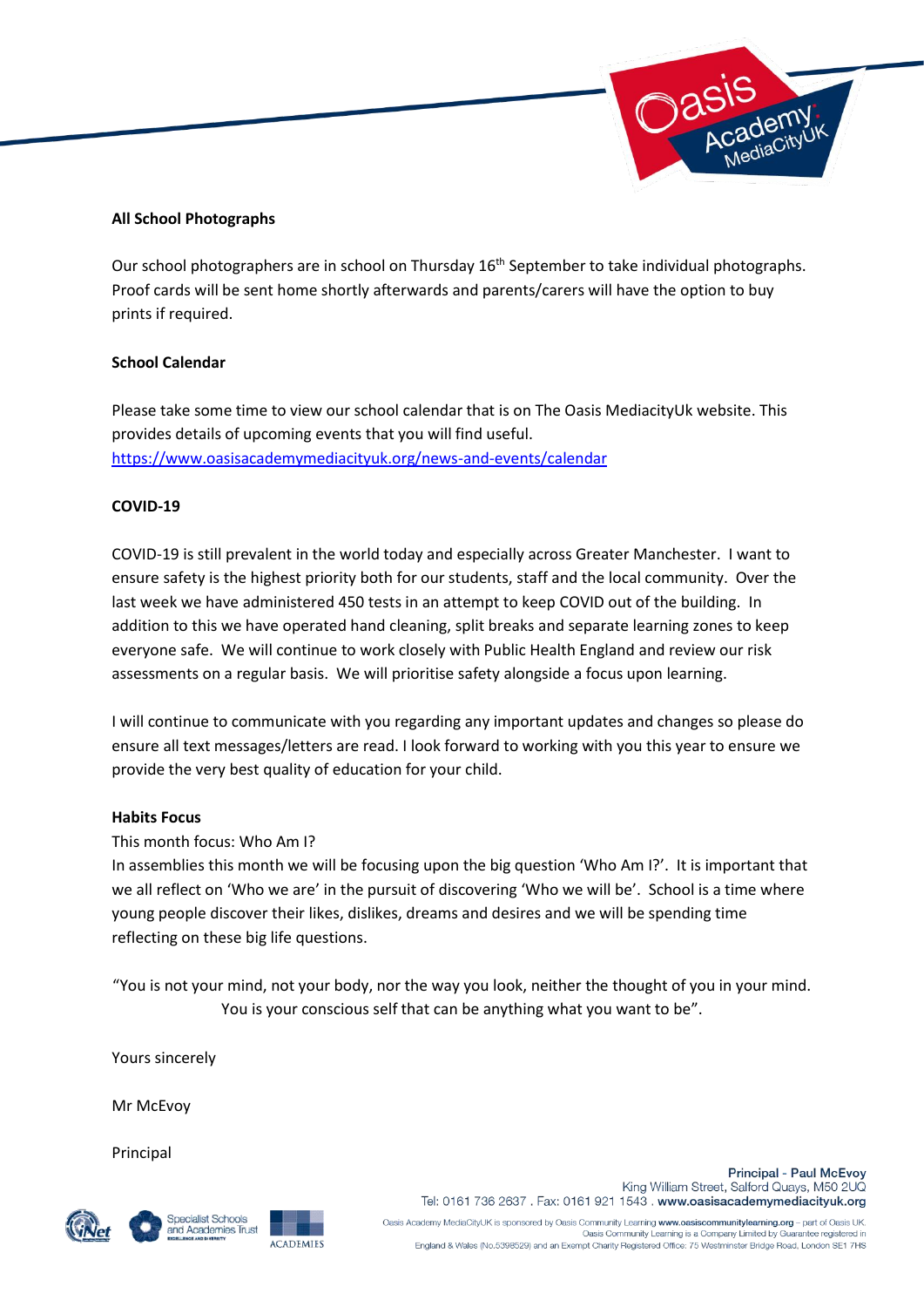**All School Photographs**

Our school photographers are in school on Thursday 16th September to take individual photographs. Proof cards will be sent home shortly afterwards and parents/carers will have the option to buy prints if required.

**School Calendar**

Please take some time to view our school calendar that is on The Oasis MediacityUk website. This provides details of upcoming events that you will find useful.
https://www.oasisacademymediacityuk.org/news-and-events/calendar

**COVID-19**

COVID-19 is still prevalent in the world today and especially across Greater Manchester. I want to ensure safety is the highest priority both for our students, staff and the local community. Over the last week we have administered 450 tests in an attempt to keep COVID out of the building. In addition to this we have operated hand cleaning, split breaks and separate learning zones to keep everyone safe. We will continue to work closely with Public Health England and review our risk assessments on a regular basis. We will prioritise safety alongside a focus upon learning.

I will continue to communicate with you regarding any important updates and changes so please do ensure all text messages/letters are read. I look forward to working with you this year to ensure we provide the very best quality of education for your child.

**Habits Focus**

This month focus: Who Am I?

In assemblies this month we will be focusing upon the big question 'Who Am I?'. It is important that we all reflect on 'Who we are' in the pursuit of discovering 'Who we will be'. School is a time where young people discover their likes, dislikes, dreams and desires and we will be spending time reflecting on these big life questions.

"You is not your mind, not your body, nor the way you look, neither the thought of you in your mind. You is your conscious self that can be anything what you want to be".

Yours sincerely

Mr McEvoy

Principal